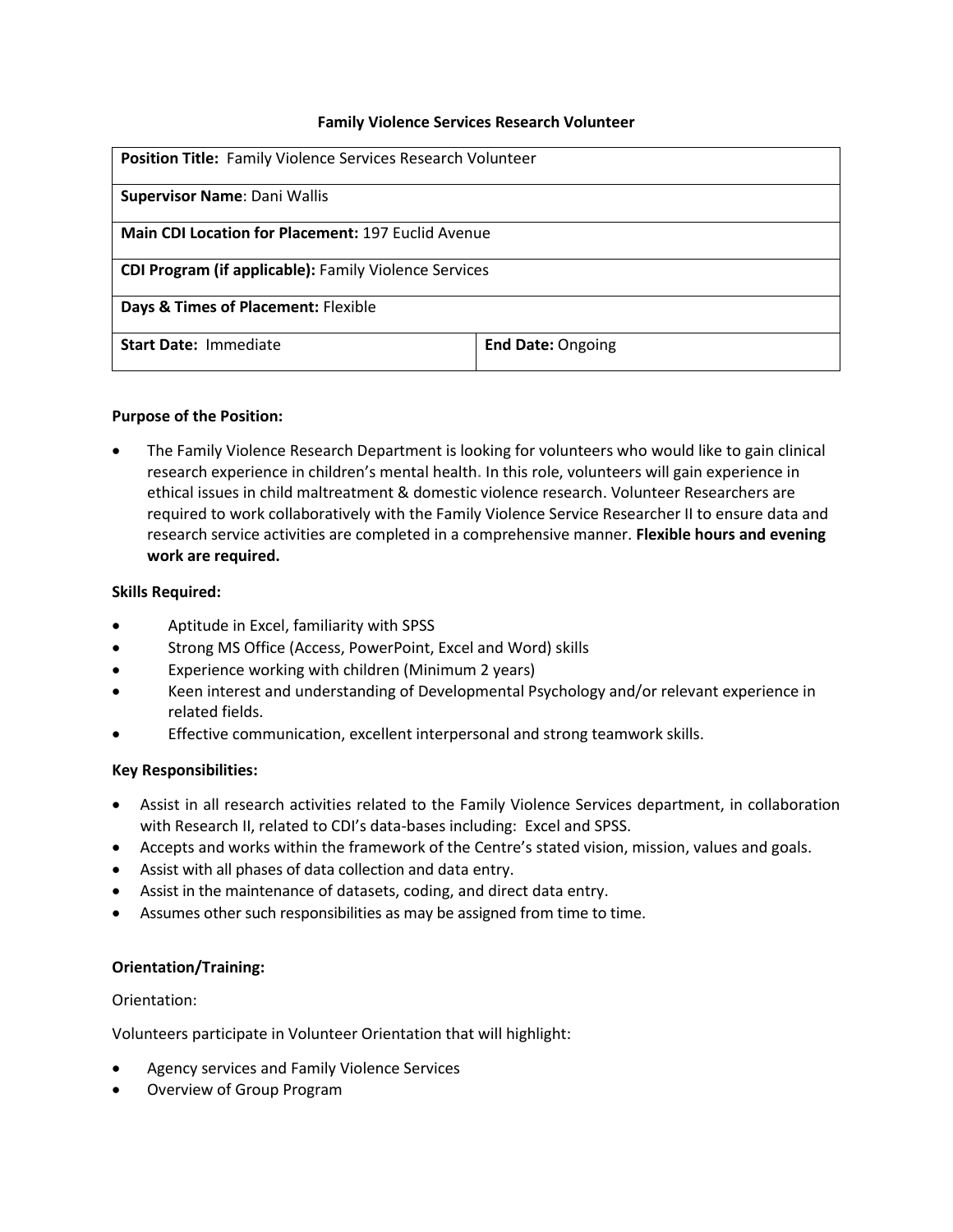# Family Violence Services Research Volunteer

| **Position Title:** Family Violence Services Research Volunteer | |
|---|---|
| **Supervisor Name**: Dani Wallis | |
| **Main CDI Location for Placement:** 197 Euclid Avenue | |
| **CDI Program (if applicable):** Family Violence Services | |
| **Days & Times of Placement:** Flexible | |
| **Start Date:** Immediate | **End Date:** Ongoing |

**Purpose of the Position:**

- The Family Violence Research Department is looking for volunteers who would like to gain clinical research experience in children's mental health. In this role, volunteers will gain experience in ethical issues in child maltreatment & domestic violence research. Volunteer Researchers are required to work collaboratively with the Family Violence Service Researcher II to ensure data and research service activities are completed in a comprehensive manner. **Flexible hours and evening work are required.**

**Skills Required:**

- Aptitude in Excel, familiarity with SPSS
- Strong MS Office (Access, PowerPoint, Excel and Word) skills
- Experience working with children (Minimum 2 years)
- Keen interest and understanding of Developmental Psychology and/or relevant experience in related fields.
- Effective communication, excellent interpersonal and strong teamwork skills.

**Key Responsibilities:**

- Assist in all research activities related to the Family Violence Services department, in collaboration with Research II, related to CDI's data-bases including: Excel and SPSS.
- Accepts and works within the framework of the Centre's stated vision, mission, values and goals.
- Assist with all phases of data collection and data entry.
- Assist in the maintenance of datasets, coding, and direct data entry.
- Assumes other such responsibilities as may be assigned from time to time.

**Orientation/Training:**

Orientation:

Volunteers participate in Volunteer Orientation that will highlight:

- Agency services and Family Violence Services
- Overview of Group Program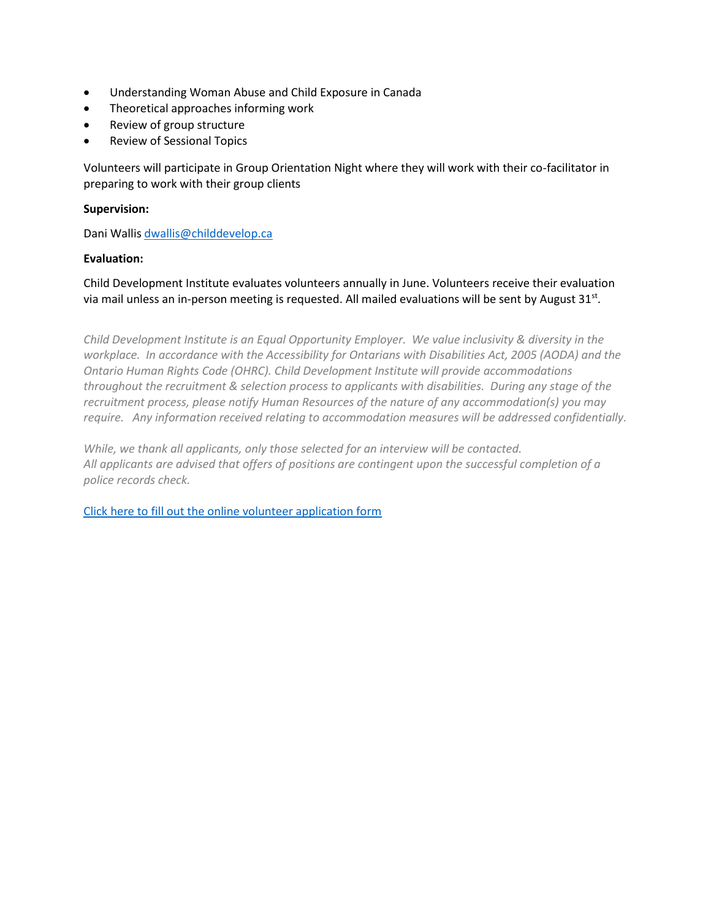- Understanding Woman Abuse and Child Exposure in Canada
- Theoretical approaches informing work
- Review of group structure
- Review of Sessional Topics

Volunteers will participate in Group Orientation Night where they will work with their co-facilitator in preparing to work with their group clients

**Supervision:**

Dani Wallis [dwallis@childdevelop.ca](mailto:dwallis@childdevelop.ca)

**Evaluation:**

Child Development Institute evaluates volunteers annually in June. Volunteers receive their evaluation via mail unless an in-person meeting is requested. All mailed evaluations will be sent by August 31st.

*Child Development Institute is an Equal Opportunity Employer. We value inclusivity & diversity in the workplace. In accordance with the Accessibility for Ontarians with Disabilities Act, 2005 (AODA) and the Ontario Human Rights Code (OHRC). Child Development Institute will provide accommodations throughout the recruitment & selection process to applicants with disabilities. During any stage of the recruitment process, please notify Human Resources of the nature of any accommodation(s) you may require. Any information received relating to accommodation measures will be addressed confidentially.*

*While, we thank all applicants, only those selected for an interview will be contacted.*
*All applicants are advised that offers of positions are contingent upon the successful completion of a police records check.*

[Click here to fill out the online volunteer application form]()